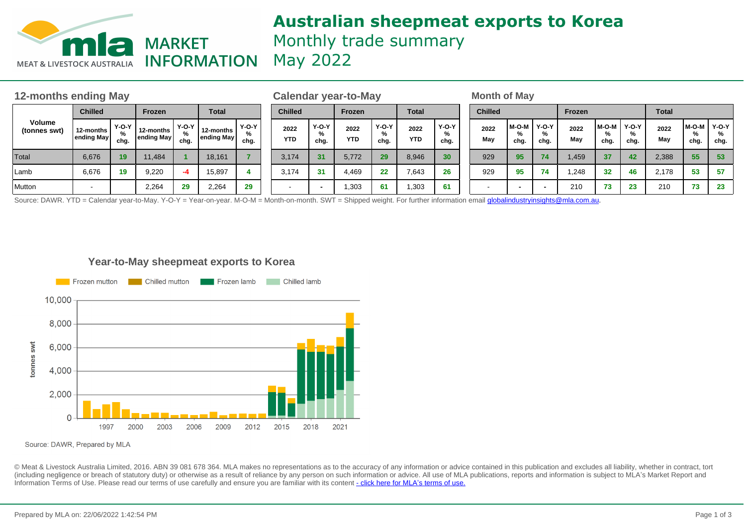# Australian sheepmeat exports to Korea

Monthly trade summary

May 2022

MLA MARKET INFORMATION — MEAT & LIVESTOCK AUSTRALIA

## 12-months ending May

| Volume (tonnes swt) | Chilled | | Frozen | | Total | |
|---|---|---|---|---|---|---|
| | 12-months ending May | Y-O-Y % chg. | 12-months ending May | Y-O-Y % chg. | 12-months ending May | Y-O-Y % chg. |
| Total | 6,676 | 19 | 11,484 | 1 | 18,161 | 7 |
| Lamb | 6,676 | 19 | 9,220 | -4 | 15,897 | 4 |
| Mutton | - | | 2,264 | 29 | 2,264 | 29 |

## Calendar year-to-May

| Chilled | | Frozen | | Total | |
|---|---|---|---|---|---|
| 2022 YTD | Y-O-Y % chg. | 2022 YTD | Y-O-Y % chg. | 2022 YTD | Y-O-Y % chg. |
| 3,174 | 31 | 5,772 | 29 | 8,946 | 30 |
| 3,174 | 31 | 4,469 | 22 | 7,643 | 26 |
| - | - | 1,303 | 61 | 1,303 | 61 |

## Month of May

| Chilled | | | Frozen | | | Total | | |
|---|---|---|---|---|---|---|---|---|
| 2022 May | M-O-M % chg. | Y-O-Y % chg. | 2022 May | M-O-M % chg. | Y-O-Y % chg. | 2022 May | M-O-M % chg. | Y-O-Y % chg. |
| 929 | 95 | 74 | 1,459 | 37 | 42 | 2,388 | 55 | 53 |
| 929 | 95 | 74 | 1,248 | 32 | 46 | 2,178 | 53 | 57 |
| - | - | - | 210 | 73 | 23 | 210 | 73 | 23 |

Source: DAWR. YTD = Calendar year-to-May. Y-O-Y = Year-on-year. M-O-M = Month-on-month. SWT = Shipped weight. For further information email globalindustryinsights@mla.com.au.

## Year-to-May sheepmeat exports to Korea

Legend: Frozen mutton, Chilled mutton, Frozen lamb, Chilled lamb

Y-axis: tonnes swt (0 – 10,000); X-axis: 1997 – 2021

Source: DAWR, Prepared by MLA

© Meat & Livestock Australia Limited, 2016. ABN 39 081 678 364. MLA makes no representations as to the accuracy of any information or advice contained in this publication and excludes all liability, whether in contract, tort (including negligence or breach of statutory duty) or otherwise as a result of reliance by any person on such information or advice. All use of MLA publications, reports and information is subject to MLA's Market Report and Information Terms of Use. Please read our terms of use carefully and ensure you are familiar with its content - click here for MLA's terms of use.

Prepared by MLA on: 22/06/2022 1:42:54 PM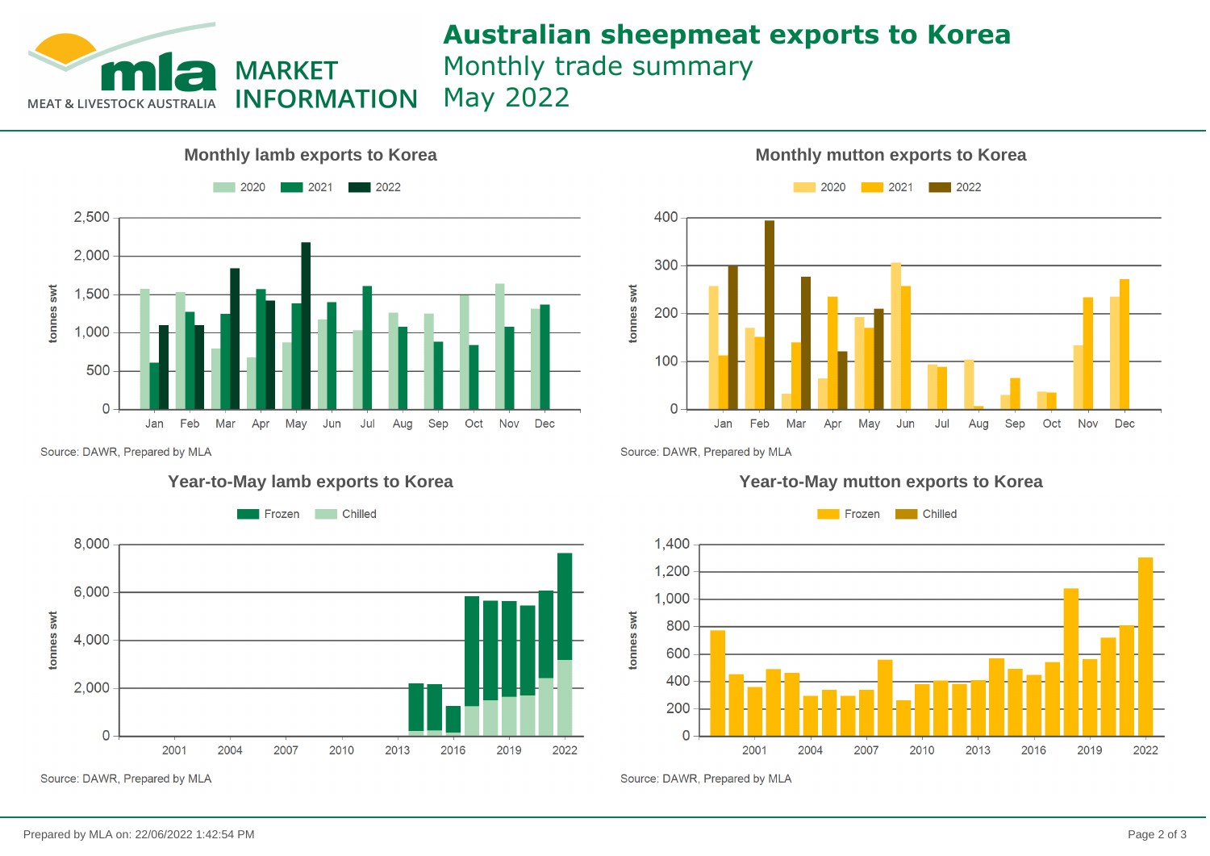# Australian sheepmeat exports to Korea

Monthly trade summary

May 2022

### Monthly lamb exports to Korea

2020 | 2021 | 2022

tonnes swt

Source: DAWR, Prepared by MLA

### Monthly mutton exports to Korea

2020 | 2021 | 2022

tonnes swt

Source: DAWR, Prepared by MLA

### Year-to-May lamb exports to Korea

Frozen | Chilled

tonnes swt

Source: DAWR, Prepared by MLA

### Year-to-May mutton exports to Korea

Frozen | Chilled

tonnes swt

Source: DAWR, Prepared by MLA

Prepared by MLA on: 22/06/2022 1:42:54 PM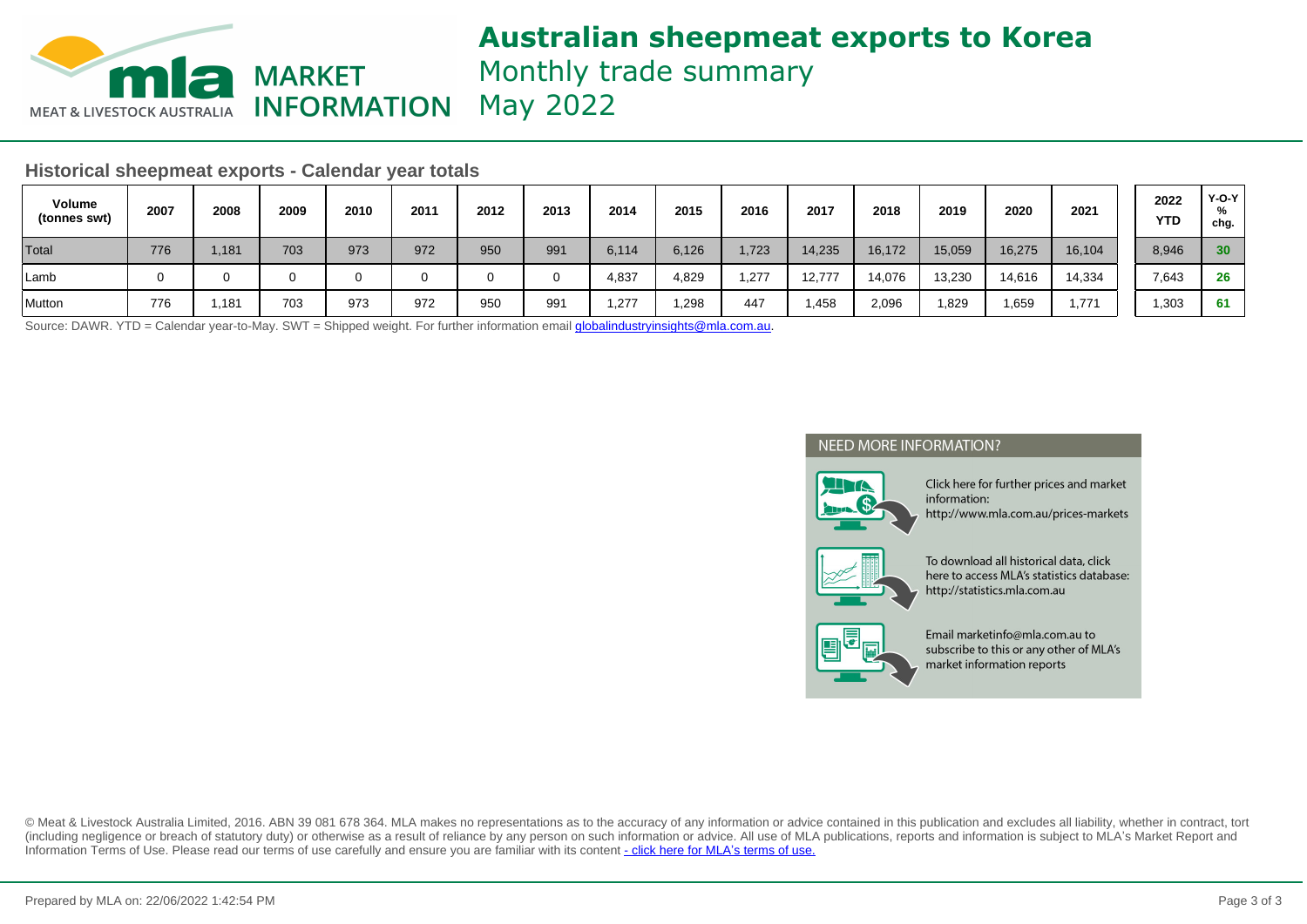# Australian sheepmeat exports to Korea

Monthly trade summary

May 2022

## Historical sheepmeat exports - Calendar year totals

| Volume (tonnes swt) | 2007 | 2008 | 2009 | 2010 | 2011 | 2012 | 2013 | 2014 | 2015 | 2016 | 2017 | 2018 | 2019 | 2020 | 2021 | 2022 YTD | Y-O-Y % chg. |
|---|---|---|---|---|---|---|---|---|---|---|---|---|---|---|---|---|---|
| Total | 776 | 1,181 | 703 | 973 | 972 | 950 | 991 | 6,114 | 6,126 | 1,723 | 14,235 | 16,172 | 15,059 | 16,275 | 16,104 | 8,946 | 30 |
| Lamb | 0 | 0 | 0 | 0 | 0 | 0 | 0 | 4,837 | 4,829 | 1,277 | 12,777 | 14,076 | 13,230 | 14,616 | 14,334 | 7,643 | 26 |
| Mutton | 776 | 1,181 | 703 | 973 | 972 | 950 | 991 | 1,277 | 1,298 | 447 | 1,458 | 2,096 | 1,829 | 1,659 | 1,771 | 1,303 | 61 |

Source: DAWR. YTD = Calendar year-to-May. SWT = Shipped weight. For further information email globalindustryinsights@mla.com.au.

### NEED MORE INFORMATION?

Click here for further prices and market information: http://www.mla.com.au/prices-markets

To download all historical data, click here to access MLA's statistics database: http://statistics.mla.com.au

Email marketinfo@mla.com.au to subscribe to this or any other of MLA's market information reports

© Meat & Livestock Australia Limited, 2016. ABN 39 081 678 364. MLA makes no representations as to the accuracy of any information or advice contained in this publication and excludes all liability, whether in contract, tort (including negligence or breach of statutory duty) or otherwise as a result of reliance by any person on such information or advice. All use of MLA publications, reports and information is subject to MLA's Market Report and Information Terms of Use. Please read our terms of use carefully and ensure you are familiar with its content - click here for MLA's terms of use.

Prepared by MLA on: 22/06/2022 1:42:54 PM